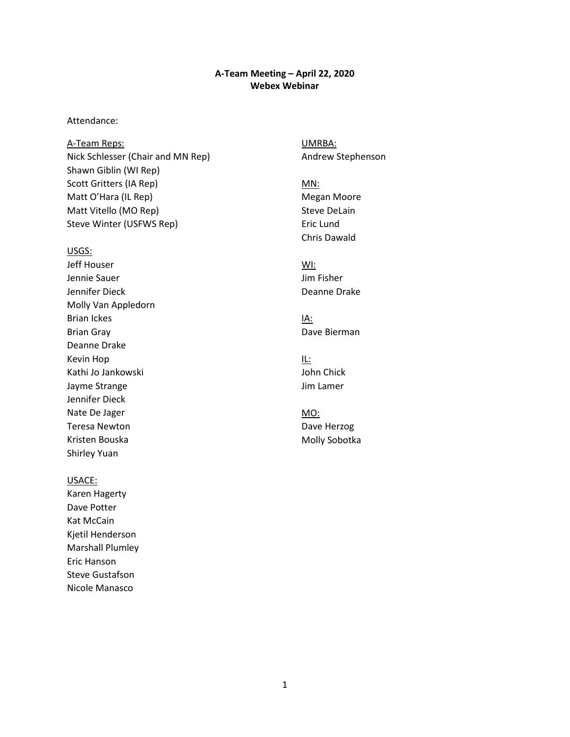**A-Team Meeting – April 22, 2020**
**Webex Webinar**

Attendance:

A-Team Reps:
Nick Schlesser (Chair and MN Rep)
Shawn Giblin (WI Rep)
Scott Gritters (IA Rep)
Matt O'Hara (IL Rep)
Matt Vitello (MO Rep)
Steve Winter (USFWS Rep)

USGS:
Jeff Houser
Jennie Sauer
Jennifer Dieck
Molly Van Appledorn
Brian Ickes
Brian Gray
Deanne Drake
Kevin Hop
Kathi Jo Jankowski
Jayme Strange
Jennifer Dieck
Nate De Jager
Teresa Newton
Kristen Bouska
Shirley Yuan

USACE:
Karen Hagerty
Dave Potter
Kat McCain
Kjetil Henderson
Marshall Plumley
Eric Hanson
Steve Gustafson
Nicole Manasco

UMRBA:
Andrew Stephenson

MN:
Megan Moore
Steve DeLain
Eric Lund
Chris Dawald

WI:
Jim Fisher
Deanne Drake

IA:
Dave Bierman

IL:
John Chick
Jim Lamer

MO:
Dave Herzog
Molly Sobotka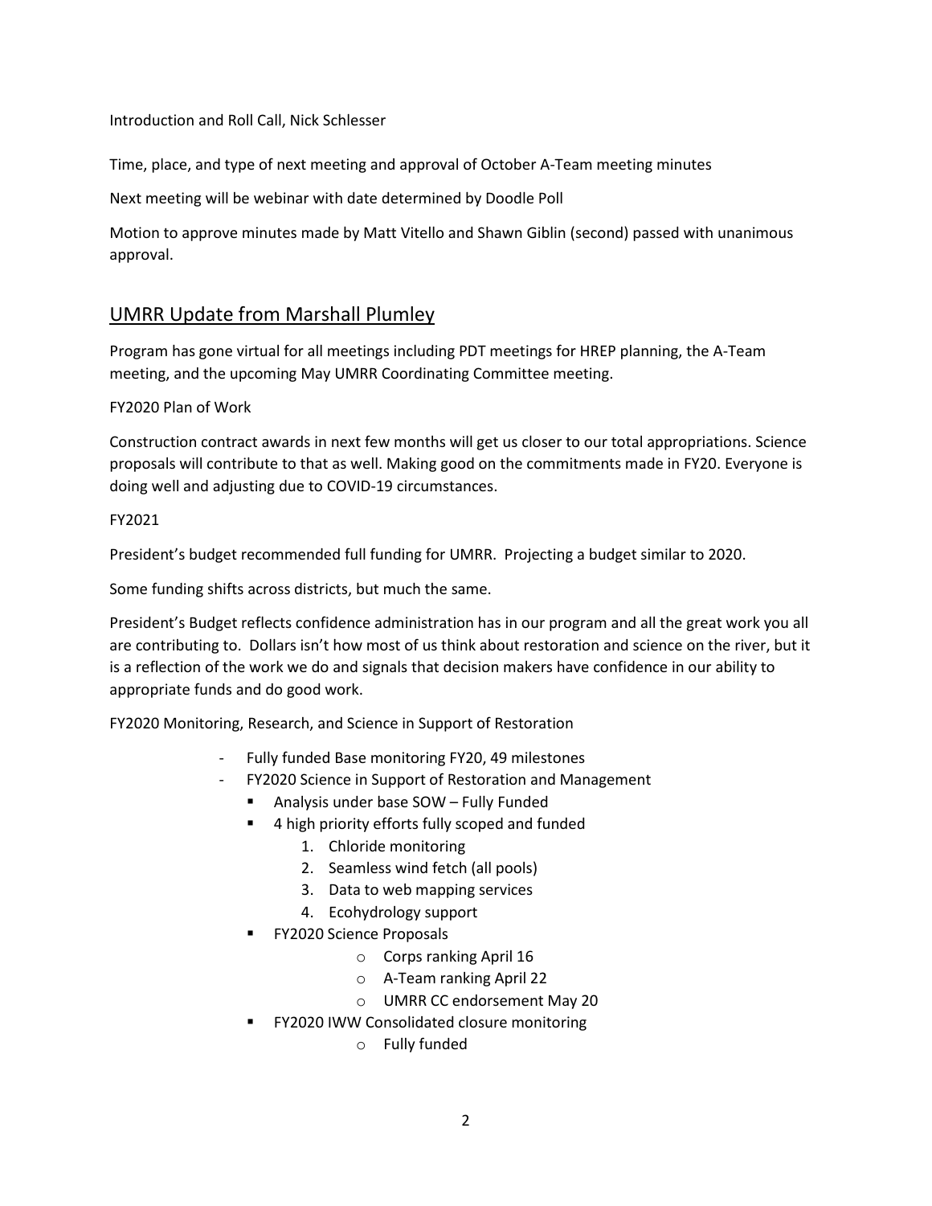Introduction and Roll Call, Nick Schlesser

Time, place, and type of next meeting and approval of October A-Team meeting minutes

Next meeting will be webinar with date determined by Doodle Poll

Motion to approve minutes made by Matt Vitello and Shawn Giblin (second) passed with unanimous approval.

## UMRR Update from Marshall Plumley

Program has gone virtual for all meetings including PDT meetings for HREP planning, the A-Team meeting, and the upcoming May UMRR Coordinating Committee meeting.

FY2020 Plan of Work

Construction contract awards in next few months will get us closer to our total appropriations. Science proposals will contribute to that as well. Making good on the commitments made in FY20. Everyone is doing well and adjusting due to COVID-19 circumstances.

FY2021

President's budget recommended full funding for UMRR. Projecting a budget similar to 2020.

Some funding shifts across districts, but much the same.

President's Budget reflects confidence administration has in our program and all the great work you all are contributing to. Dollars isn't how most of us think about restoration and science on the river, but it is a reflection of the work we do and signals that decision makers have confidence in our ability to appropriate funds and do good work.

FY2020 Monitoring, Research, and Science in Support of Restoration

- Fully funded Base monitoring FY20, 49 milestones
- FY2020 Science in Support of Restoration and Management
  - Analysis under base SOW – Fully Funded
  - 4 high priority efforts fully scoped and funded
    1. Chloride monitoring
    2. Seamless wind fetch (all pools)
    3. Data to web mapping services
    4. Ecohydrology support
  - FY2020 Science Proposals
    - Corps ranking April 16
    - A-Team ranking April 22
    - UMRR CC endorsement May 20
  - FY2020 IWW Consolidated closure monitoring
    - Fully funded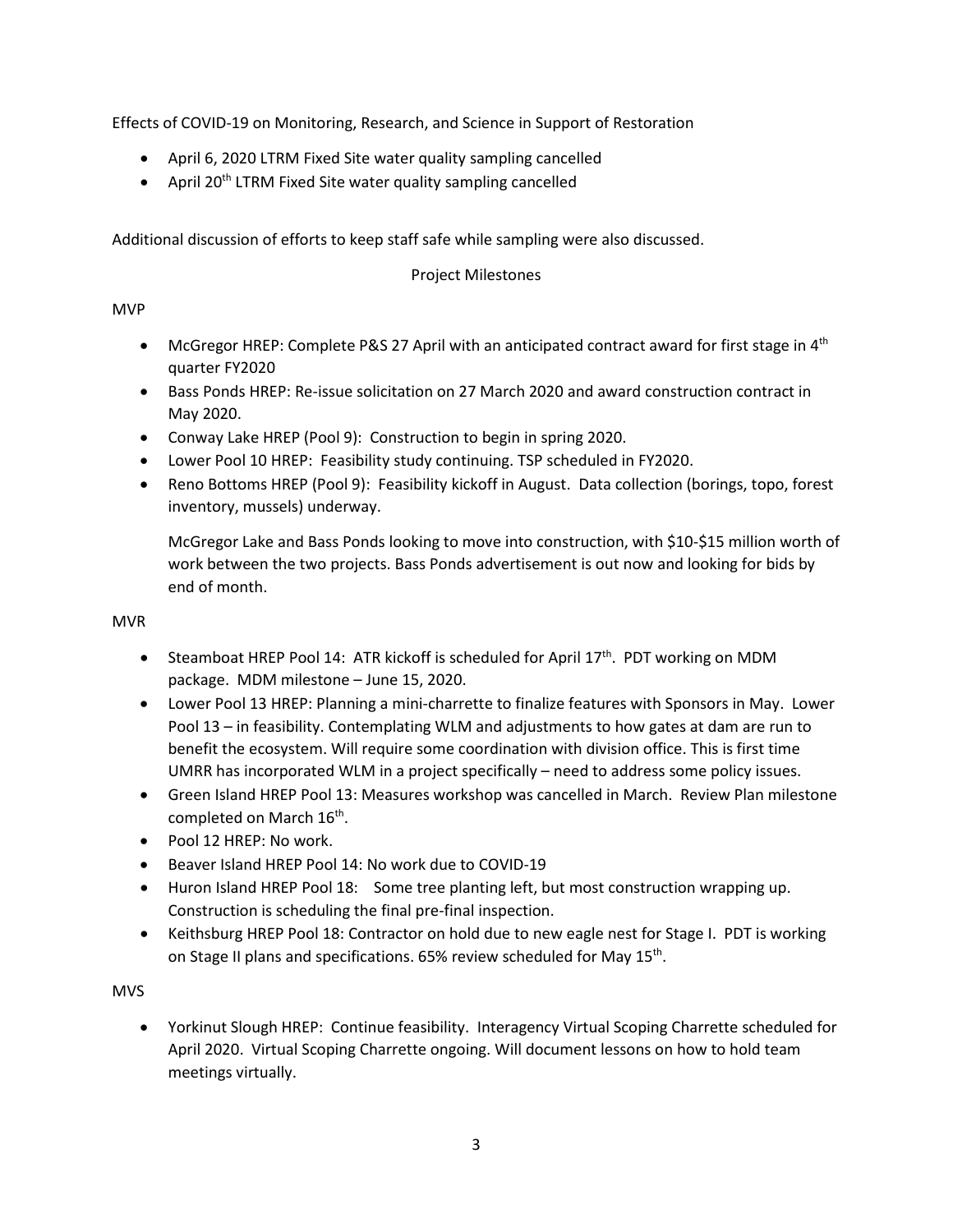Effects of COVID-19 on Monitoring, Research, and Science in Support of Restoration

- April 6, 2020 LTRM Fixed Site water quality sampling cancelled
- April 20th LTRM Fixed Site water quality sampling cancelled

Additional discussion of efforts to keep staff safe while sampling were also discussed.

Project Milestones

MVP

- McGregor HREP: Complete P&S 27 April with an anticipated contract award for first stage in 4th quarter FY2020
- Bass Ponds HREP: Re-issue solicitation on 27 March 2020 and award construction contract in May 2020.
- Conway Lake HREP (Pool 9): Construction to begin in spring 2020.
- Lower Pool 10 HREP: Feasibility study continuing. TSP scheduled in FY2020.
- Reno Bottoms HREP (Pool 9): Feasibility kickoff in August. Data collection (borings, topo, forest inventory, mussels) underway.

  McGregor Lake and Bass Ponds looking to move into construction, with $10-$15 million worth of work between the two projects. Bass Ponds advertisement is out now and looking for bids by end of month.

MVR

- Steamboat HREP Pool 14: ATR kickoff is scheduled for April 17th. PDT working on MDM package. MDM milestone – June 15, 2020.
- Lower Pool 13 HREP: Planning a mini-charrette to finalize features with Sponsors in May. Lower Pool 13 – in feasibility. Contemplating WLM and adjustments to how gates at dam are run to benefit the ecosystem. Will require some coordination with division office. This is first time UMRR has incorporated WLM in a project specifically – need to address some policy issues.
- Green Island HREP Pool 13: Measures workshop was cancelled in March. Review Plan milestone completed on March 16th.
- Pool 12 HREP: No work.
- Beaver Island HREP Pool 14: No work due to COVID-19
- Huron Island HREP Pool 18: Some tree planting left, but most construction wrapping up. Construction is scheduling the final pre-final inspection.
- Keithsburg HREP Pool 18: Contractor on hold due to new eagle nest for Stage I. PDT is working on Stage II plans and specifications. 65% review scheduled for May 15th.

MVS

- Yorkinut Slough HREP: Continue feasibility. Interagency Virtual Scoping Charrette scheduled for April 2020. Virtual Scoping Charrette ongoing. Will document lessons on how to hold team meetings virtually.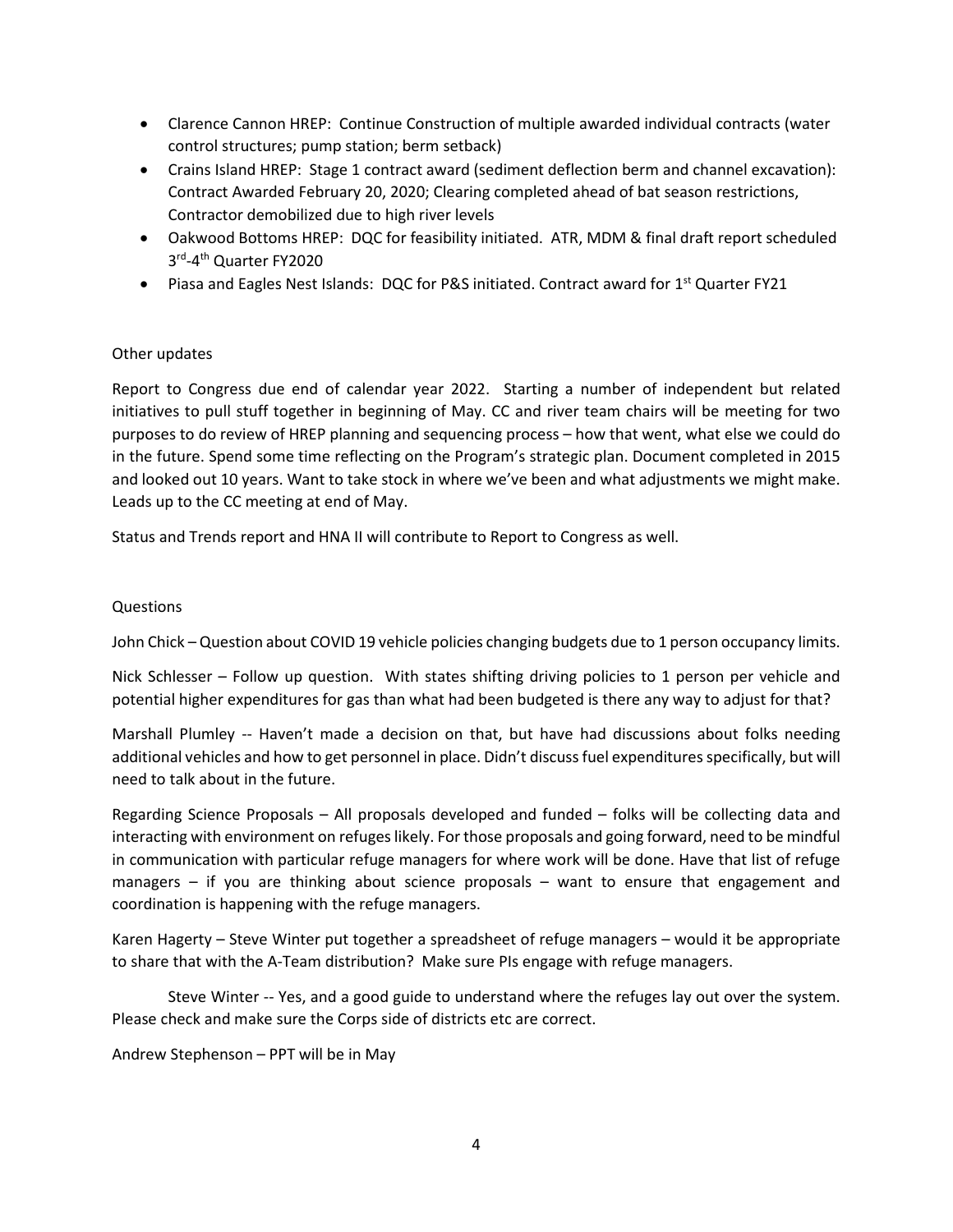- Clarence Cannon HREP: Continue Construction of multiple awarded individual contracts (water control structures; pump station; berm setback)
- Crains Island HREP: Stage 1 contract award (sediment deflection berm and channel excavation): Contract Awarded February 20, 2020; Clearing completed ahead of bat season restrictions, Contractor demobilized due to high river levels
- Oakwood Bottoms HREP: DQC for feasibility initiated. ATR, MDM & final draft report scheduled 3rd-4th Quarter FY2020
- Piasa and Eagles Nest Islands: DQC for P&S initiated. Contract award for 1st Quarter FY21

Other updates

Report to Congress due end of calendar year 2022. Starting a number of independent but related initiatives to pull stuff together in beginning of May. CC and river team chairs will be meeting for two purposes to do review of HREP planning and sequencing process – how that went, what else we could do in the future. Spend some time reflecting on the Program's strategic plan. Document completed in 2015 and looked out 10 years. Want to take stock in where we've been and what adjustments we might make. Leads up to the CC meeting at end of May.

Status and Trends report and HNA II will contribute to Report to Congress as well.

Questions

John Chick – Question about COVID 19 vehicle policies changing budgets due to 1 person occupancy limits.

Nick Schlesser – Follow up question. With states shifting driving policies to 1 person per vehicle and potential higher expenditures for gas than what had been budgeted is there any way to adjust for that?

Marshall Plumley -- Haven't made a decision on that, but have had discussions about folks needing additional vehicles and how to get personnel in place. Didn't discuss fuel expenditures specifically, but will need to talk about in the future.

Regarding Science Proposals – All proposals developed and funded – folks will be collecting data and interacting with environment on refuges likely. For those proposals and going forward, need to be mindful in communication with particular refuge managers for where work will be done. Have that list of refuge managers – if you are thinking about science proposals – want to ensure that engagement and coordination is happening with the refuge managers.

Karen Hagerty – Steve Winter put together a spreadsheet of refuge managers – would it be appropriate to share that with the A-Team distribution? Make sure PIs engage with refuge managers.

Steve Winter -- Yes, and a good guide to understand where the refuges lay out over the system. Please check and make sure the Corps side of districts etc are correct.

Andrew Stephenson – PPT will be in May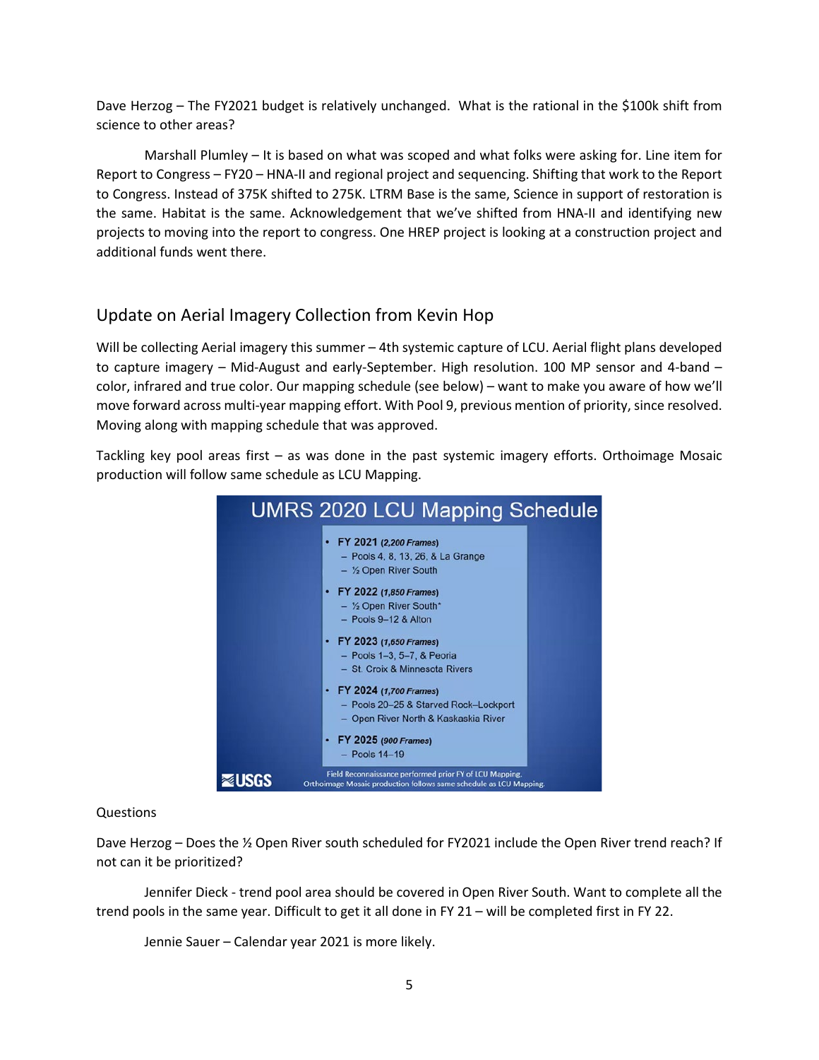Dave Herzog – The FY2021 budget is relatively unchanged. What is the rational in the $100k shift from science to other areas?

Marshall Plumley – It is based on what was scoped and what folks were asking for. Line item for Report to Congress – FY20 – HNA-II and regional project and sequencing. Shifting that work to the Report to Congress. Instead of 375K shifted to 275K. LTRM Base is the same, Science in support of restoration is the same. Habitat is the same. Acknowledgement that we've shifted from HNA-II and identifying new projects to moving into the report to congress. One HREP project is looking at a construction project and additional funds went there.

## Update on Aerial Imagery Collection from Kevin Hop

Will be collecting Aerial imagery this summer – 4th systemic capture of LCU. Aerial flight plans developed to capture imagery – Mid-August and early-September. High resolution. 100 MP sensor and 4-band – color, infrared and true color. Our mapping schedule (see below) – want to make you aware of how we'll move forward across multi-year mapping effort. With Pool 9, previous mention of priority, since resolved. Moving along with mapping schedule that was approved.

Tackling key pool areas first – as was done in the past systemic imagery efforts. Orthoimage Mosaic production will follow same schedule as LCU Mapping.

**UMRS 2020 LCU Mapping Schedule**

- **FY 2021** *(2,200 Frames)*
  - Pools 4, 8, 13, 26, & La Grange
  - ½ Open River South
- **FY 2022** *(1,850 Frames)*
  - ½ Open River South*
  - Pools 9–12 & Alton
- **FY 2023** *(1,650 Frames)*
  - Pools 1–3, 5–7, & Peoria
  - St. Croix & Minnesota Rivers
- **FY 2024** *(1,700 Frames)*
  - Pools 20–25 & Starved Rock–Lockport
  - Open River North & Kaskaskia River
- **FY 2025** *(900 Frames)*
  - Pools 14–19

Field Reconnaissance performed prior FY of LCU Mapping.
Orthoimage Mosaic production follows same schedule as LCU Mapping.

USGS

Questions

Dave Herzog – Does the ½ Open River south scheduled for FY2021 include the Open River trend reach? If not can it be prioritized?

Jennifer Dieck - trend pool area should be covered in Open River South. Want to complete all the trend pools in the same year. Difficult to get it all done in FY 21 – will be completed first in FY 22.

Jennie Sauer – Calendar year 2021 is more likely.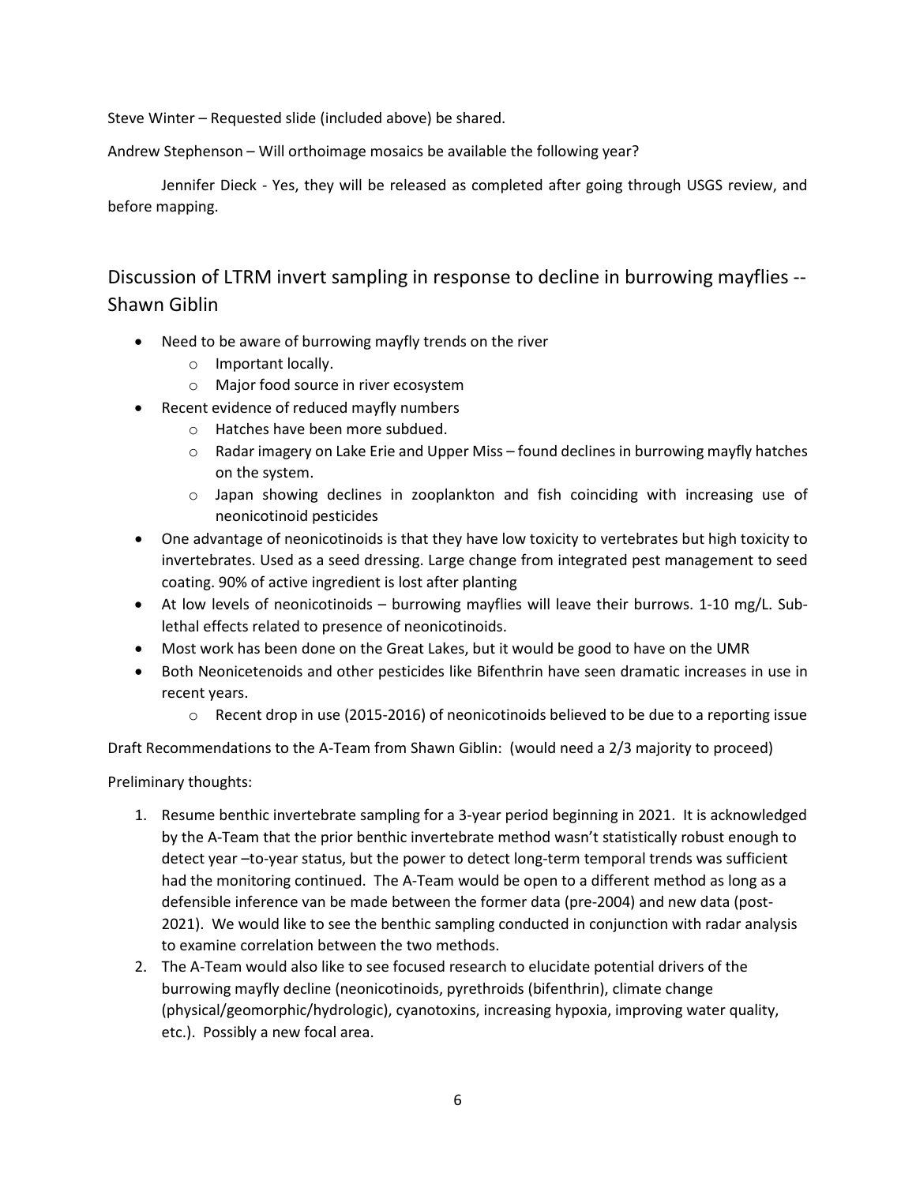Steve Winter – Requested slide (included above) be shared.

Andrew Stephenson – Will orthoimage mosaics be available the following year?

Jennifer Dieck - Yes, they will be released as completed after going through USGS review, and before mapping.

## Discussion of LTRM invert sampling in response to decline in burrowing mayflies -- Shawn Giblin

- Need to be aware of burrowing mayfly trends on the river
  - Important locally.
  - Major food source in river ecosystem
- Recent evidence of reduced mayfly numbers
  - Hatches have been more subdued.
  - Radar imagery on Lake Erie and Upper Miss – found declines in burrowing mayfly hatches on the system.
  - Japan showing declines in zooplankton and fish coinciding with increasing use of neonicotinoid pesticides
- One advantage of neonicotinoids is that they have low toxicity to vertebrates but high toxicity to invertebrates. Used as a seed dressing. Large change from integrated pest management to seed coating. 90% of active ingredient is lost after planting
- At low levels of neonicotinoids – burrowing mayflies will leave their burrows. 1-10 mg/L. Sub-lethal effects related to presence of neonicotinoids.
- Most work has been done on the Great Lakes, but it would be good to have on the UMR
- Both Neonicetenoids and other pesticides like Bifenthrin have seen dramatic increases in use in recent years.
  - Recent drop in use (2015-2016) of neonicotinoids believed to be due to a reporting issue

Draft Recommendations to the A-Team from Shawn Giblin: (would need a 2/3 majority to proceed)

Preliminary thoughts:

1. Resume benthic invertebrate sampling for a 3-year period beginning in 2021. It is acknowledged by the A-Team that the prior benthic invertebrate method wasn't statistically robust enough to detect year –to-year status, but the power to detect long-term temporal trends was sufficient had the monitoring continued. The A-Team would be open to a different method as long as a defensible inference van be made between the former data (pre-2004) and new data (post-2021). We would like to see the benthic sampling conducted in conjunction with radar analysis to examine correlation between the two methods.
2. The A-Team would also like to see focused research to elucidate potential drivers of the burrowing mayfly decline (neonicotinoids, pyrethroids (bifenthrin), climate change (physical/geomorphic/hydrologic), cyanotoxins, increasing hypoxia, improving water quality, etc.). Possibly a new focal area.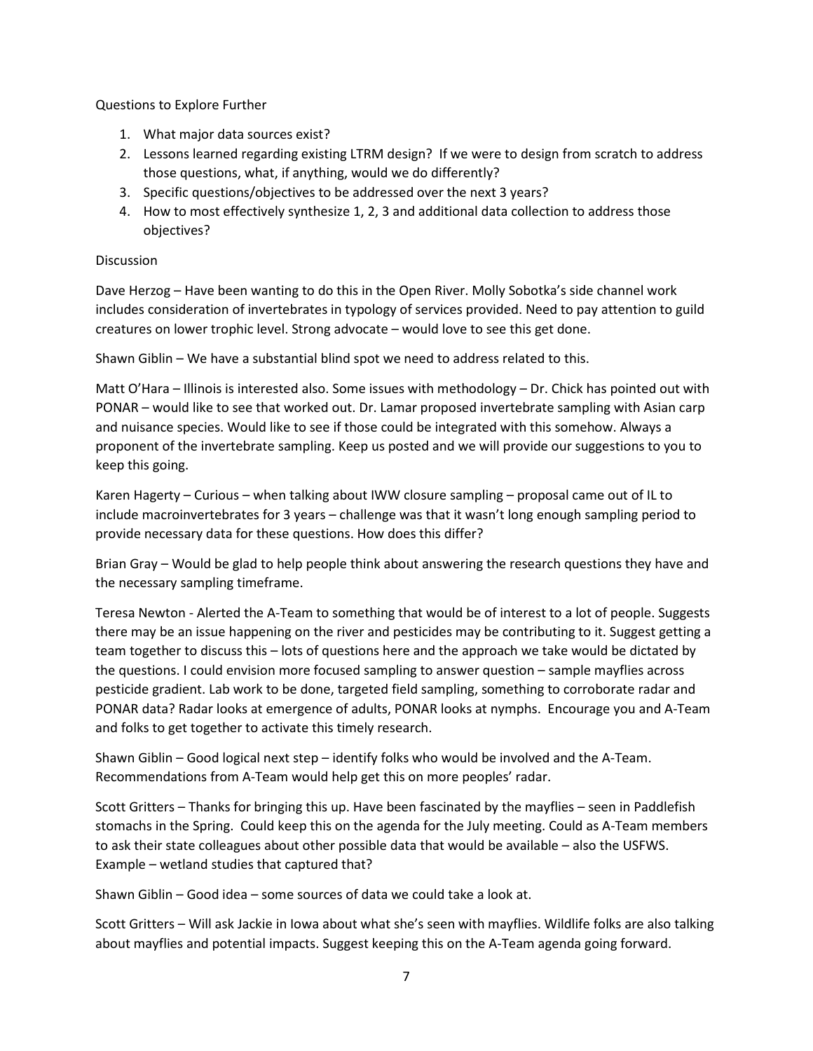Questions to Explore Further

1. What major data sources exist?
2. Lessons learned regarding existing LTRM design? If we were to design from scratch to address those questions, what, if anything, would we do differently?
3. Specific questions/objectives to be addressed over the next 3 years?
4. How to most effectively synthesize 1, 2, 3 and additional data collection to address those objectives?

Discussion

Dave Herzog – Have been wanting to do this in the Open River. Molly Sobotka's side channel work includes consideration of invertebrates in typology of services provided. Need to pay attention to guild creatures on lower trophic level. Strong advocate – would love to see this get done.

Shawn Giblin – We have a substantial blind spot we need to address related to this.

Matt O'Hara – Illinois is interested also. Some issues with methodology – Dr. Chick has pointed out with PONAR – would like to see that worked out. Dr. Lamar proposed invertebrate sampling with Asian carp and nuisance species. Would like to see if those could be integrated with this somehow. Always a proponent of the invertebrate sampling. Keep us posted and we will provide our suggestions to you to keep this going.

Karen Hagerty – Curious – when talking about IWW closure sampling – proposal came out of IL to include macroinvertebrates for 3 years – challenge was that it wasn't long enough sampling period to provide necessary data for these questions. How does this differ?

Brian Gray – Would be glad to help people think about answering the research questions they have and the necessary sampling timeframe.

Teresa Newton - Alerted the A-Team to something that would be of interest to a lot of people. Suggests there may be an issue happening on the river and pesticides may be contributing to it. Suggest getting a team together to discuss this – lots of questions here and the approach we take would be dictated by the questions. I could envision more focused sampling to answer question – sample mayflies across pesticide gradient. Lab work to be done, targeted field sampling, something to corroborate radar and PONAR data? Radar looks at emergence of adults, PONAR looks at nymphs. Encourage you and A-Team and folks to get together to activate this timely research.

Shawn Giblin – Good logical next step – identify folks who would be involved and the A-Team. Recommendations from A-Team would help get this on more peoples' radar.

Scott Gritters – Thanks for bringing this up. Have been fascinated by the mayflies – seen in Paddlefish stomachs in the Spring. Could keep this on the agenda for the July meeting. Could as A-Team members to ask their state colleagues about other possible data that would be available – also the USFWS. Example – wetland studies that captured that?

Shawn Giblin – Good idea – some sources of data we could take a look at.

Scott Gritters – Will ask Jackie in Iowa about what she's seen with mayflies. Wildlife folks are also talking about mayflies and potential impacts. Suggest keeping this on the A-Team agenda going forward.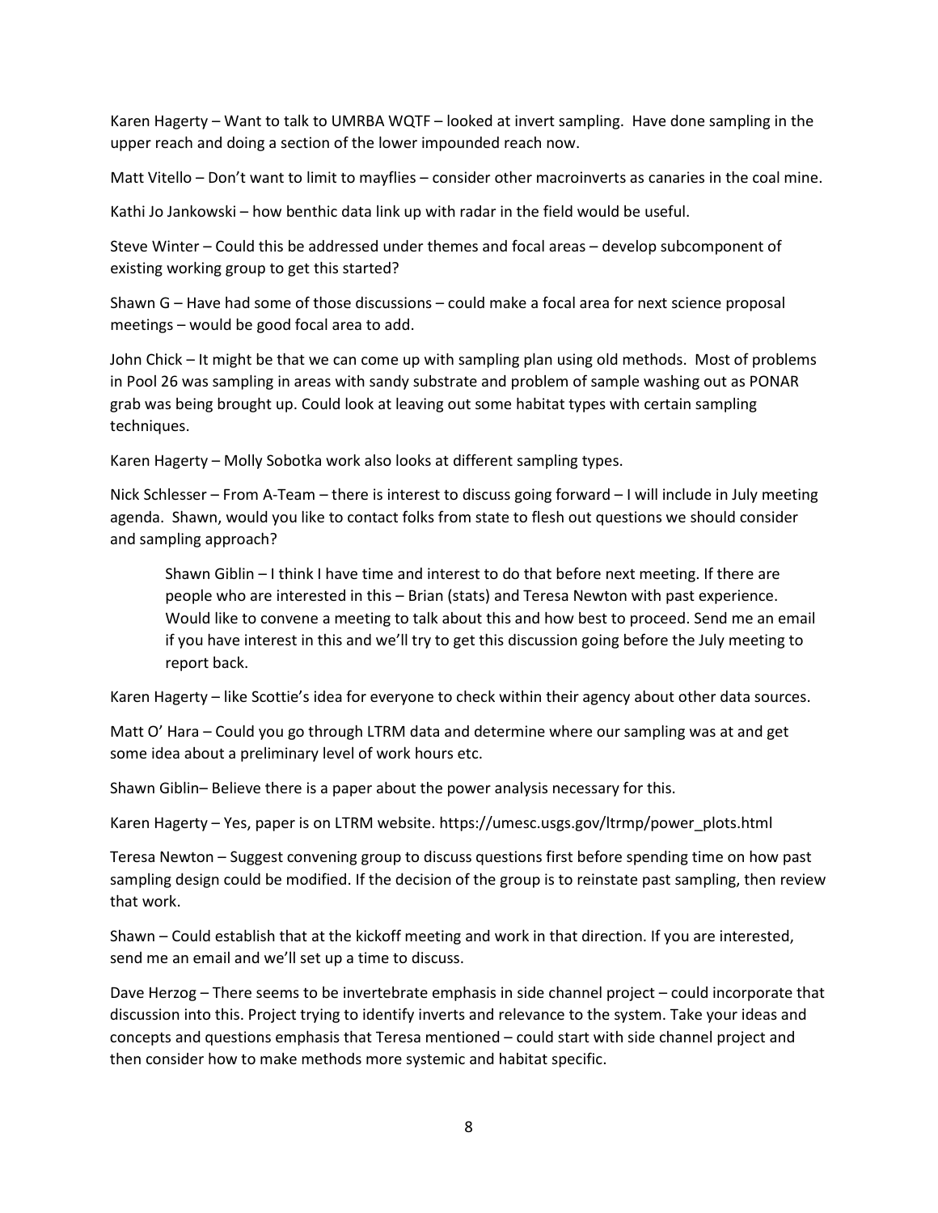Karen Hagerty – Want to talk to UMRBA WQTF – looked at invert sampling. Have done sampling in the upper reach and doing a section of the lower impounded reach now.

Matt Vitello – Don't want to limit to mayflies – consider other macroinverts as canaries in the coal mine.

Kathi Jo Jankowski – how benthic data link up with radar in the field would be useful.

Steve Winter – Could this be addressed under themes and focal areas – develop subcomponent of existing working group to get this started?

Shawn G – Have had some of those discussions – could make a focal area for next science proposal meetings – would be good focal area to add.

John Chick – It might be that we can come up with sampling plan using old methods. Most of problems in Pool 26 was sampling in areas with sandy substrate and problem of sample washing out as PONAR grab was being brought up. Could look at leaving out some habitat types with certain sampling techniques.

Karen Hagerty – Molly Sobotka work also looks at different sampling types.

Nick Schlesser – From A-Team – there is interest to discuss going forward – I will include in July meeting agenda. Shawn, would you like to contact folks from state to flesh out questions we should consider and sampling approach?

> Shawn Giblin – I think I have time and interest to do that before next meeting. If there are people who are interested in this – Brian (stats) and Teresa Newton with past experience. Would like to convene a meeting to talk about this and how best to proceed. Send me an email if you have interest in this and we'll try to get this discussion going before the July meeting to report back.

Karen Hagerty – like Scottie's idea for everyone to check within their agency about other data sources.

Matt O' Hara – Could you go through LTRM data and determine where our sampling was at and get some idea about a preliminary level of work hours etc.

Shawn Giblin– Believe there is a paper about the power analysis necessary for this.

Karen Hagerty – Yes, paper is on LTRM website. https://umesc.usgs.gov/ltrmp/power_plots.html

Teresa Newton – Suggest convening group to discuss questions first before spending time on how past sampling design could be modified. If the decision of the group is to reinstate past sampling, then review that work.

Shawn – Could establish that at the kickoff meeting and work in that direction. If you are interested, send me an email and we'll set up a time to discuss.

Dave Herzog – There seems to be invertebrate emphasis in side channel project – could incorporate that discussion into this. Project trying to identify inverts and relevance to the system. Take your ideas and concepts and questions emphasis that Teresa mentioned – could start with side channel project and then consider how to make methods more systemic and habitat specific.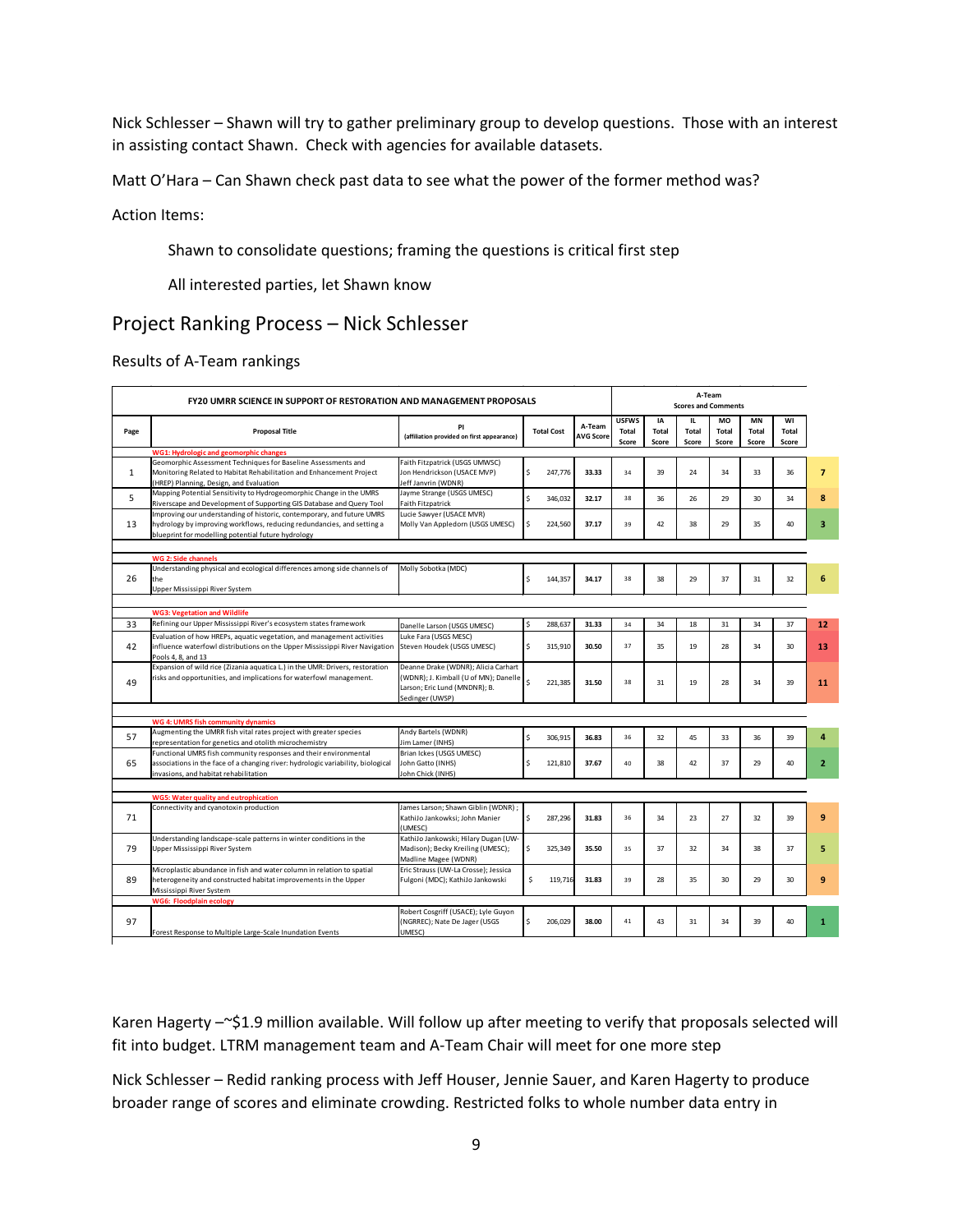Nick Schlesser – Shawn will try to gather preliminary group to develop questions. Those with an interest in assisting contact Shawn. Check with agencies for available datasets.

Matt O'Hara – Can Shawn check past data to see what the power of the former method was?

Action Items:

> Shawn to consolidate questions; framing the questions is critical first step
>
> All interested parties, let Shawn know

## Project Ranking Process – Nick Schlesser

Results of A-Team rankings

| FY20 UMRR SCIENCE IN SUPPORT OF RESTORATION AND MANAGEMENT PROPOSALS | | | | | A-Team Scores and Comments | | | | | | |
|---|---|---|---|---|---|---|---|---|---|---|---|
| Page | Proposal Title | PI (affiliation provided on first appearance) | Total Cost | A-Team AVG Score | USFWS Total Score | IA Total Score | IL Total Score | MO Total Score | MN Total Score | WI Total Score | |
| | **WG1: Hydrologic and geomorphic changes** | | | | | | | | | | |
| 1 | Geomorphic Assessment Techniques for Baseline Assessments and Monitoring Related to Habitat Rehabilitation and Enhancement Project (HREP) Planning, Design, and Evaluation | Faith Fitzpatrick (USGS UMWSC) Jon Hendrickson (USACE MVP) Jeff Janvrin (WDNR) | $ 247,776 | 33.33 | 34 | 39 | 24 | 34 | 33 | 36 | 7 |
| 5 | Mapping Potential Sensitivity to Hydrogeomorphic Change in the UMRS Riverscape and Development of Supporting GIS Database and Query Tool | Jayme Strange (USGS UMESC) Faith Fitzpatrick | $ 346,032 | 32.17 | 38 | 36 | 26 | 29 | 30 | 34 | 8 |
| 13 | Improving our understanding of historic, contemporary, and future UMRS hydrology by improving workflows, reducing redundancies, and setting a blueprint for modelling potential future hydrology | Lucie Sawyer (USACE MVR) Molly Van Appledorn (USGS UMESC) | $ 224,560 | 37.17 | 39 | 42 | 38 | 29 | 35 | 40 | 3 |
| | **WG 2: Side channels** | | | | | | | | | | |
| 26 | Understanding physical and ecological differences among side channels of the Upper Mississippi River System | Molly Sobotka (MDC) | $ 144,357 | 34.17 | 38 | 38 | 29 | 37 | 31 | 32 | 6 |
| | **WG3: Vegetation and Wildlife** | | | | | | | | | | |
| 33 | Refining our Upper Mississippi River's ecosystem states framework | Danelle Larson (USGS UMESC) | $ 288,637 | 31.33 | 34 | 34 | 18 | 31 | 34 | 37 | 12 |
| 42 | Evaluation of how HREPs, aquatic vegetation, and management activities influence waterfowl distributions on the Upper Mississippi River Navigation Pools 4, 8, and 13 | Luke Fara (USGS MESC) Steven Houdek (USGS UMESC) | $ 315,910 | 30.50 | 37 | 35 | 19 | 28 | 34 | 30 | 13 |
| 49 | Expansion of wild rice (Zizania aquatica L.) in the UMR: Drivers, restoration risks and opportunities, and implications for waterfowl management. | Deanne Drake (WDNR); Alicia Carhart (WDNR); J. Kimball (U of MN); Danelle Larson; Eric Lund (MNDNR); B. Sedinger (UWSP) | $ 221,385 | 31.50 | 38 | 31 | 19 | 28 | 34 | 39 | 11 |
| | **WG 4: UMRS fish community dynamics** | | | | | | | | | | |
| 57 | Augmenting the UMRR fish vital rates project with greater species representation for genetics and otolith microchemistry | Andy Bartels (WDNR) Jim Lamer (INHS) | $ 306,915 | 36.83 | 36 | 32 | 45 | 33 | 36 | 39 | 4 |
| 65 | Functional UMRS fish community responses and their environmental associations in the face of a changing river: hydrologic variability, biological invasions, and habitat rehabilitation | Brian Ickes (USGS UMESC) John Gatto (INHS) John Chick (INHS) | $ 121,810 | 37.67 | 40 | 38 | 42 | 37 | 29 | 40 | 2 |
| | **WG5: Water quality and eutrophication** | | | | | | | | | | |
| 71 | Connectivity and cyanotoxin production | James Larson; Shawn Giblin (WDNR); KathiJo Jankowski; John Manier (UMESC) | $ 287,296 | 31.83 | 36 | 34 | 23 | 27 | 32 | 39 | 9 |
| 79 | Understanding landscape-scale patterns in winter conditions in the Upper Mississippi River System | KathiJo Jankowski; Hilary Dugan (UW-Madison); Becky Kreiling (UMESC); Madline Magee (WDNR) | $ 325,349 | 35.50 | 35 | 37 | 32 | 34 | 38 | 37 | 5 |
| 89 | Microplastic abundance in fish and water column in relation to spatial heterogeneity and constructed habitat improvements in the Upper Mississippi River System | Eric Strauss (UW-La Crosse); Jessica Fulgoni (MDC); KathiJo Jankowski | $ 119,716 | 31.83 | 39 | 28 | 35 | 30 | 29 | 30 | 9 |
| | **WG6: Floodplain ecology** | | | | | | | | | | |
| 97 | Forest Response to Multiple Large-Scale Inundation Events | Robert Cosgriff (USACE); Lyle Guyon (NGRREC); Nate De Jager (USGS UMESC) | $ 206,029 | 38.00 | 41 | 43 | 31 | 34 | 39 | 40 | 1 |

Karen Hagerty –~$1.9 million available. Will follow up after meeting to verify that proposals selected will fit into budget. LTRM management team and A-Team Chair will meet for one more step

Nick Schlesser – Redid ranking process with Jeff Houser, Jennie Sauer, and Karen Hagerty to produce broader range of scores and eliminate crowding. Restricted folks to whole number data entry in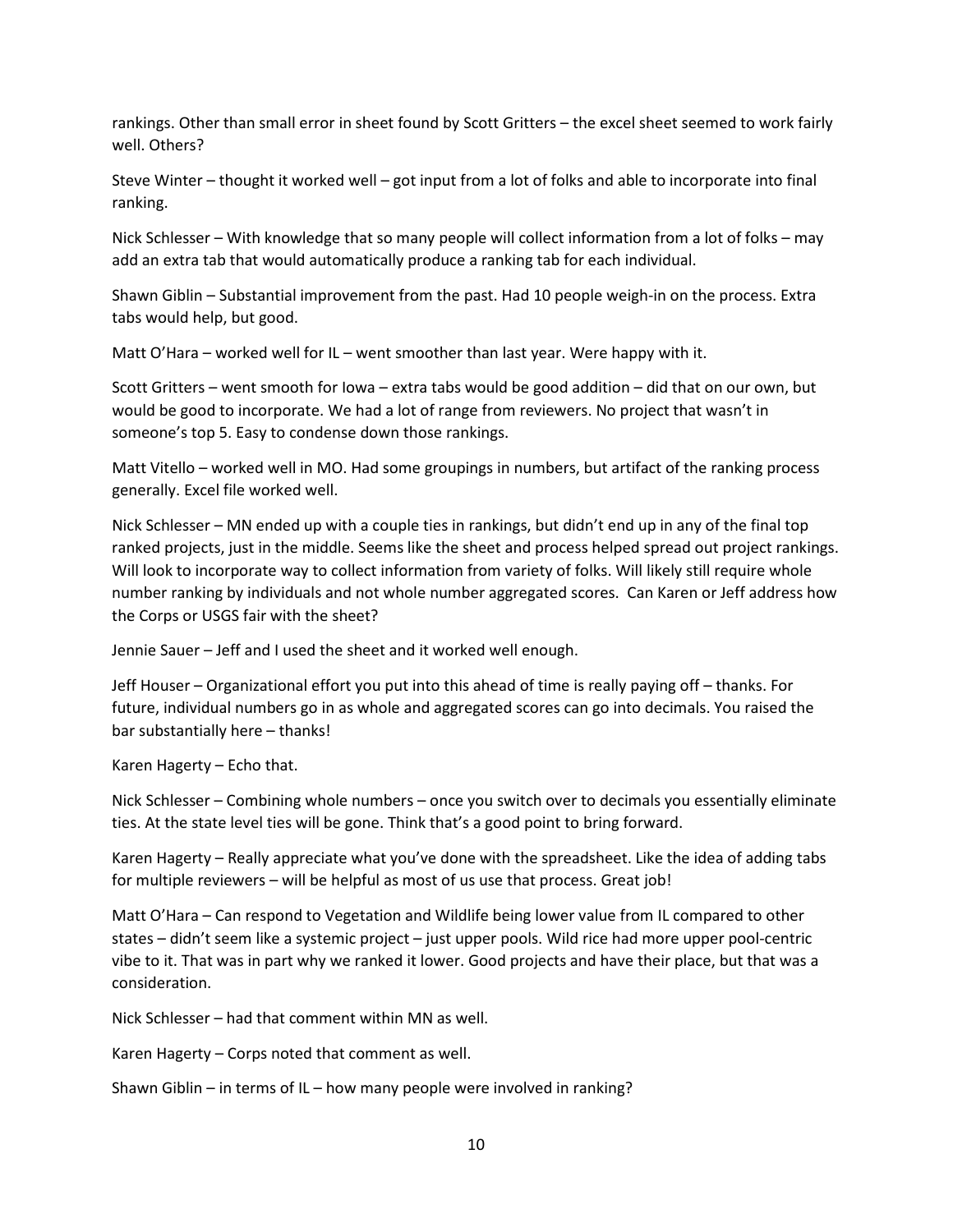rankings. Other than small error in sheet found by Scott Gritters – the excel sheet seemed to work fairly well. Others?

Steve Winter – thought it worked well – got input from a lot of folks and able to incorporate into final ranking.

Nick Schlesser – With knowledge that so many people will collect information from a lot of folks – may add an extra tab that would automatically produce a ranking tab for each individual.

Shawn Giblin – Substantial improvement from the past. Had 10 people weigh-in on the process. Extra tabs would help, but good.

Matt O'Hara – worked well for IL – went smoother than last year. Were happy with it.

Scott Gritters – went smooth for Iowa – extra tabs would be good addition – did that on our own, but would be good to incorporate. We had a lot of range from reviewers. No project that wasn't in someone's top 5. Easy to condense down those rankings.

Matt Vitello – worked well in MO. Had some groupings in numbers, but artifact of the ranking process generally. Excel file worked well.

Nick Schlesser – MN ended up with a couple ties in rankings, but didn't end up in any of the final top ranked projects, just in the middle. Seems like the sheet and process helped spread out project rankings. Will look to incorporate way to collect information from variety of folks. Will likely still require whole number ranking by individuals and not whole number aggregated scores. Can Karen or Jeff address how the Corps or USGS fair with the sheet?

Jennie Sauer – Jeff and I used the sheet and it worked well enough.

Jeff Houser – Organizational effort you put into this ahead of time is really paying off – thanks. For future, individual numbers go in as whole and aggregated scores can go into decimals. You raised the bar substantially here – thanks!

Karen Hagerty – Echo that.

Nick Schlesser – Combining whole numbers – once you switch over to decimals you essentially eliminate ties. At the state level ties will be gone. Think that's a good point to bring forward.

Karen Hagerty – Really appreciate what you've done with the spreadsheet. Like the idea of adding tabs for multiple reviewers – will be helpful as most of us use that process. Great job!

Matt O'Hara – Can respond to Vegetation and Wildlife being lower value from IL compared to other states – didn't seem like a systemic project – just upper pools. Wild rice had more upper pool-centric vibe to it. That was in part why we ranked it lower. Good projects and have their place, but that was a consideration.

Nick Schlesser – had that comment within MN as well.

Karen Hagerty – Corps noted that comment as well.

Shawn Giblin – in terms of IL – how many people were involved in ranking?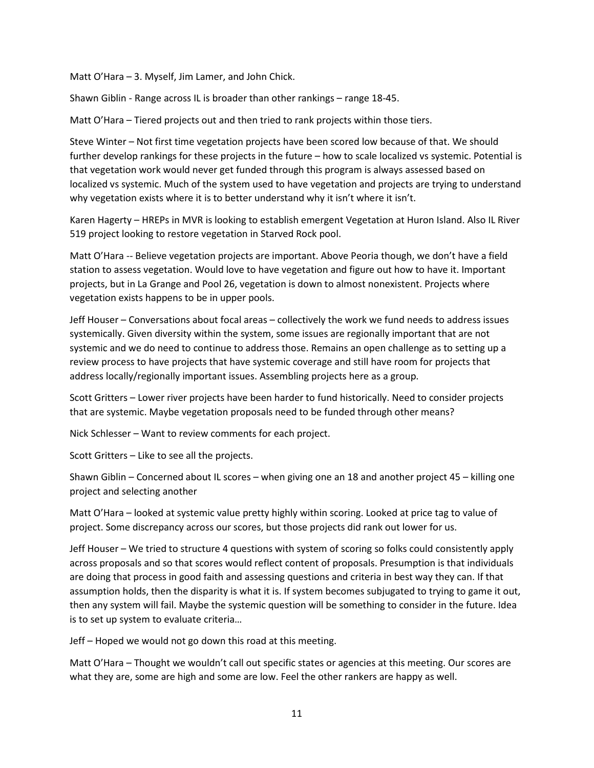Matt O'Hara – 3. Myself, Jim Lamer, and John Chick.

Shawn Giblin - Range across IL is broader than other rankings – range 18-45.

Matt O'Hara – Tiered projects out and then tried to rank projects within those tiers.

Steve Winter – Not first time vegetation projects have been scored low because of that. We should further develop rankings for these projects in the future – how to scale localized vs systemic. Potential is that vegetation work would never get funded through this program is always assessed based on localized vs systemic. Much of the system used to have vegetation and projects are trying to understand why vegetation exists where it is to better understand why it isn't where it isn't.

Karen Hagerty – HREPs in MVR is looking to establish emergent Vegetation at Huron Island. Also IL River 519 project looking to restore vegetation in Starved Rock pool.

Matt O'Hara -- Believe vegetation projects are important. Above Peoria though, we don't have a field station to assess vegetation. Would love to have vegetation and figure out how to have it. Important projects, but in La Grange and Pool 26, vegetation is down to almost nonexistent. Projects where vegetation exists happens to be in upper pools.

Jeff Houser – Conversations about focal areas – collectively the work we fund needs to address issues systemically. Given diversity within the system, some issues are regionally important that are not systemic and we do need to continue to address those. Remains an open challenge as to setting up a review process to have projects that have systemic coverage and still have room for projects that address locally/regionally important issues. Assembling projects here as a group.

Scott Gritters – Lower river projects have been harder to fund historically. Need to consider projects that are systemic. Maybe vegetation proposals need to be funded through other means?

Nick Schlesser – Want to review comments for each project.

Scott Gritters – Like to see all the projects.

Shawn Giblin – Concerned about IL scores – when giving one an 18 and another project 45 – killing one project and selecting another

Matt O'Hara – looked at systemic value pretty highly within scoring. Looked at price tag to value of project. Some discrepancy across our scores, but those projects did rank out lower for us.

Jeff Houser – We tried to structure 4 questions with system of scoring so folks could consistently apply across proposals and so that scores would reflect content of proposals. Presumption is that individuals are doing that process in good faith and assessing questions and criteria in best way they can. If that assumption holds, then the disparity is what it is. If system becomes subjugated to trying to game it out, then any system will fail. Maybe the systemic question will be something to consider in the future. Idea is to set up system to evaluate criteria…

Jeff – Hoped we would not go down this road at this meeting.

Matt O'Hara – Thought we wouldn't call out specific states or agencies at this meeting. Our scores are what they are, some are high and some are low. Feel the other rankers are happy as well.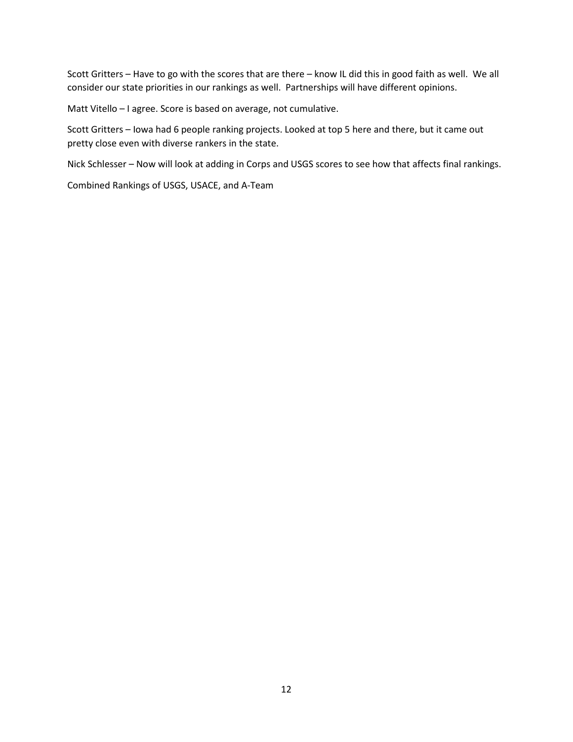Scott Gritters – Have to go with the scores that are there – know IL did this in good faith as well. We all consider our state priorities in our rankings as well. Partnerships will have different opinions.

Matt Vitello – I agree. Score is based on average, not cumulative.

Scott Gritters – Iowa had 6 people ranking projects. Looked at top 5 here and there, but it came out pretty close even with diverse rankers in the state.

Nick Schlesser – Now will look at adding in Corps and USGS scores to see how that affects final rankings.

Combined Rankings of USGS, USACE, and A-Team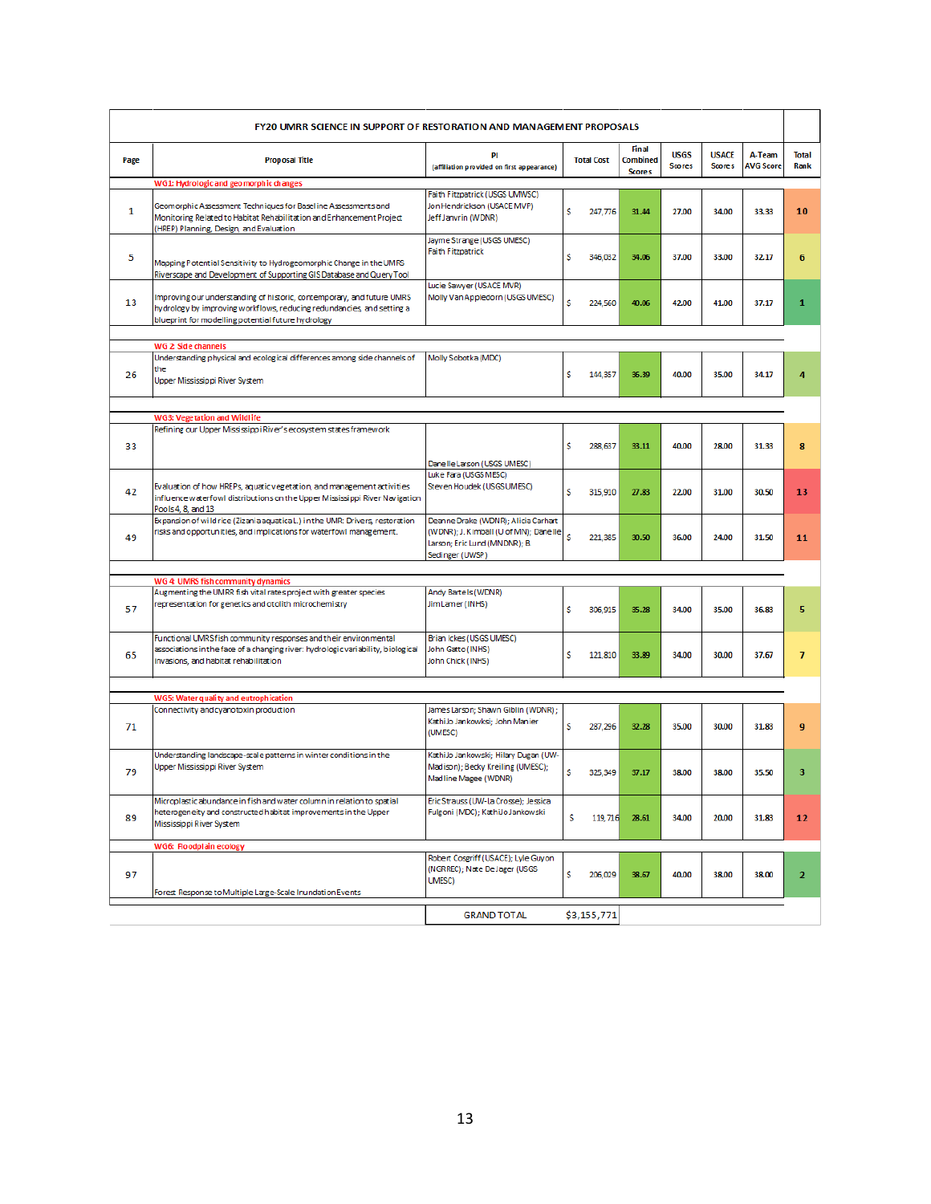| FY20 UMRR SCIENCE IN SUPPORT OF RESTORATION AND MANAGEMENT PROPOSALS | | | | | | | | |
|---|---|---|---|---|---|---|---|---|
| Page | Proposal Title | PI (affiliation provided on first appearance) | Total Cost | Final Combined Scores | USGS Scores | USACE Scores | A-Team AVG Score | Total Rank |
| | **WG1: Hydrologic and geomorphic changes** | | | | | | | |
| 1 | Geomorphic Assessment Techniques for Baseline Assessments and Monitoring Related to Habitat Rehabilitation and Enhancement Project (HREP) Planning, Design, and Evaluation | Faith Fitzpatrick (USGS UMWSC) Jon Hendrickson (USACE MVP) Jeff Janvrin (WDNR) | $ 247,776 | 31.44 | 27.00 | 34.00 | 33.33 | 10 |
| 5 | Mapping Potential Sensitivity to Hydrogeomorphic Change in the UMRS Riverscape and Development of Supporting GIS Database and Query Tool | Jayme Strange (USGS UMESC) Faith Fitzpatrick | $ 346,032 | 34.06 | 37.00 | 33.00 | 32.17 | 6 |
| 13 | Improving our understanding of historic, contemporary, and future UMRS hydrology by improving workflows, reducing redundancies, and setting a blueprint for modelling potential future hydrology | Lucie Sawyer (USACE MVR) Molly Van Appledorn (USGS UMESC) | $ 224,560 | 40.06 | 42.00 | 41.00 | 37.17 | 1 |
| | **WG 2: Side channels** | | | | | | | |
| 26 | Understanding physical and ecological differences among side channels of the Upper Mississippi River System | Molly Sobotka (MDC) | $ 144,357 | 36.39 | 40.00 | 35.00 | 34.17 | 4 |
| | **WG3: Vegetation and Wildlife** | | | | | | | |
| 33 | Refining our Upper Mississippi River's ecosystem states framework | Danelle Larson (USGS UMESC) | $ 288,637 | 33.11 | 40.00 | 28.00 | 31.33 | 8 |
| 42 | Evaluation of how HREPs, aquatic vegetation, and management activities influence waterfowl distributions on the Upper Mississippi River Navigation Pools 4, 8, and 13 | Luke Fara (USGS MESC) Steven Houdek (USGS UMESC) | $ 315,910 | 27.83 | 22.00 | 31.00 | 30.50 | 13 |
| 49 | Expansion of wild rice (Zizania aquatica L.) in the UMR: Drivers, restoration risks and opportunities, and implications for waterfowl management. | Deanne Drake (WDNR); Alicia Carhart (WDNR); J. Kimball (U of MN); Danelle Larson; Eric Lund (MNDNR); B. Sedinger (UWSP) | $ 221,385 | 30.50 | 36.00 | 24.00 | 31.50 | 11 |
| | **WG 4: UMRS fish community dynamics** | | | | | | | |
| 57 | Augmenting the UMRR fish vital rates project with greater species representation for genetics and otolith microchemistry | Andy Bartels (WDNR) Jim Lamer (INHS) | $ 306,915 | 35.28 | 34.00 | 35.00 | 36.83 | 5 |
| 65 | Functional UMRS fish community responses and their environmental associations in the face of a changing river: hydrologic variability, biological invasions, and habitat rehabilitation | Brian Ickes (USGS UMESC) John Gatto (INHS) John Chick (INHS) | $ 121,810 | 33.89 | 34.00 | 30.00 | 37.67 | 7 |
| | **WG5: Water quality and eutrophication** | | | | | | | |
| 71 | Connectivity and cyanotoxin production | James Larson; Shawn Giblin (WDNR); KathiJo Jankowski; John Manier (UMESC) | $ 287,296 | 32.28 | 35.00 | 30.00 | 31.83 | 9 |
| 79 | Understanding landscape-scale patterns in winter conditions in the Upper Mississippi River System | KathiJo Jankowski; Hilary Dugan (UW-Madison); Becky Kreiling (UMESC); Madline Magee (WDNR) | $ 325,349 | 37.17 | 38.00 | 38.00 | 35.50 | 3 |
| 89 | Microplastic abundance in fish and water column in relation to spatial heterogeneity and constructed habitat improvements in the Upper Mississippi River System | Eric Strauss (UW-La Crosse); Jessica Fulgoni (MDC); KathiJo Jankowski | $ 119,716 | 28.61 | 34.00 | 20.00 | 31.83 | 12 |
| | **WG6: Floodplain ecology** | | | | | | | |
| 97 | Forest Response to Multiple Large-Scale Inundation Events | Robert Cosgriff (USACE); Lyle Guyon (NGRREC); Nate DeJager (USGS UMESC) | $ 206,029 | 38.67 | 40.00 | 38.00 | 38.00 | 2 |
| | | GRAND TOTAL | $3,155,771 | | | | | |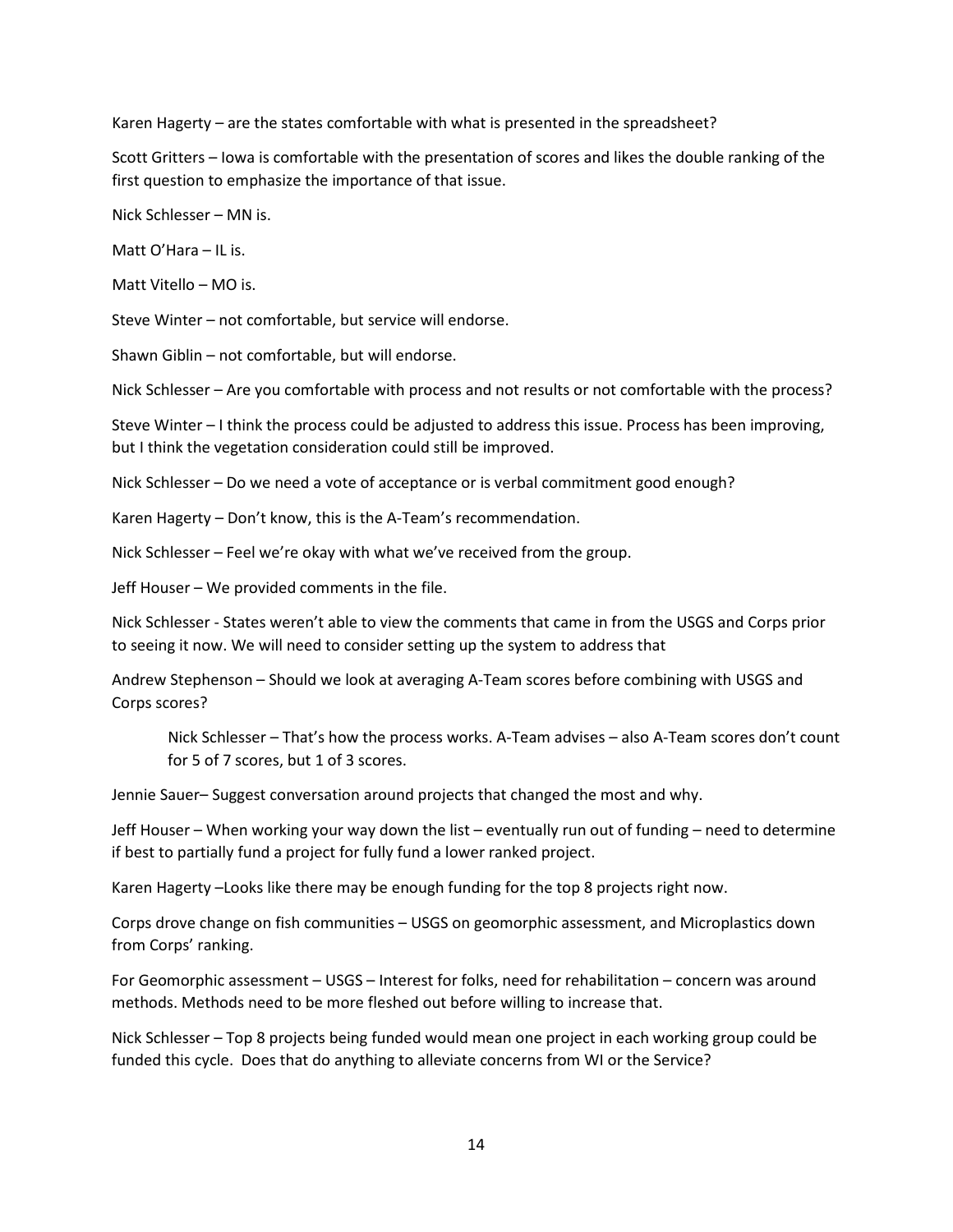Karen Hagerty – are the states comfortable with what is presented in the spreadsheet?

Scott Gritters – Iowa is comfortable with the presentation of scores and likes the double ranking of the first question to emphasize the importance of that issue.

Nick Schlesser – MN is.

Matt O'Hara – IL is.

Matt Vitello – MO is.

Steve Winter – not comfortable, but service will endorse.

Shawn Giblin – not comfortable, but will endorse.

Nick Schlesser – Are you comfortable with process and not results or not comfortable with the process?

Steve Winter – I think the process could be adjusted to address this issue. Process has been improving, but I think the vegetation consideration could still be improved.

Nick Schlesser – Do we need a vote of acceptance or is verbal commitment good enough?

Karen Hagerty – Don't know, this is the A-Team's recommendation.

Nick Schlesser – Feel we're okay with what we've received from the group.

Jeff Houser – We provided comments in the file.

Nick Schlesser - States weren't able to view the comments that came in from the USGS and Corps prior to seeing it now. We will need to consider setting up the system to address that

Andrew Stephenson – Should we look at averaging A-Team scores before combining with USGS and Corps scores?

> Nick Schlesser – That's how the process works. A-Team advises – also A-Team scores don't count for 5 of 7 scores, but 1 of 3 scores.

Jennie Sauer– Suggest conversation around projects that changed the most and why.

Jeff Houser – When working your way down the list – eventually run out of funding – need to determine if best to partially fund a project for fully fund a lower ranked project.

Karen Hagerty –Looks like there may be enough funding for the top 8 projects right now.

Corps drove change on fish communities – USGS on geomorphic assessment, and Microplastics down from Corps' ranking.

For Geomorphic assessment – USGS – Interest for folks, need for rehabilitation – concern was around methods. Methods need to be more fleshed out before willing to increase that.

Nick Schlesser – Top 8 projects being funded would mean one project in each working group could be funded this cycle. Does that do anything to alleviate concerns from WI or the Service?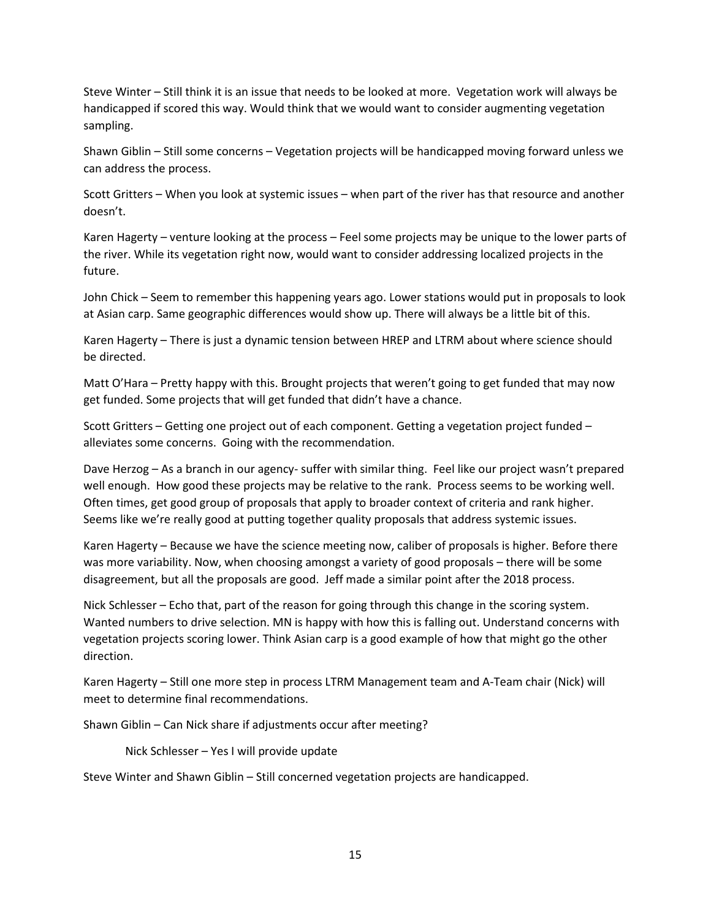Steve Winter – Still think it is an issue that needs to be looked at more. Vegetation work will always be handicapped if scored this way. Would think that we would want to consider augmenting vegetation sampling.

Shawn Giblin – Still some concerns – Vegetation projects will be handicapped moving forward unless we can address the process.

Scott Gritters – When you look at systemic issues – when part of the river has that resource and another doesn't.

Karen Hagerty – venture looking at the process – Feel some projects may be unique to the lower parts of the river. While its vegetation right now, would want to consider addressing localized projects in the future.

John Chick – Seem to remember this happening years ago. Lower stations would put in proposals to look at Asian carp. Same geographic differences would show up. There will always be a little bit of this.

Karen Hagerty – There is just a dynamic tension between HREP and LTRM about where science should be directed.

Matt O'Hara – Pretty happy with this. Brought projects that weren't going to get funded that may now get funded. Some projects that will get funded that didn't have a chance.

Scott Gritters – Getting one project out of each component. Getting a vegetation project funded – alleviates some concerns. Going with the recommendation.

Dave Herzog – As a branch in our agency- suffer with similar thing. Feel like our project wasn't prepared well enough. How good these projects may be relative to the rank. Process seems to be working well. Often times, get good group of proposals that apply to broader context of criteria and rank higher. Seems like we're really good at putting together quality proposals that address systemic issues.

Karen Hagerty – Because we have the science meeting now, caliber of proposals is higher. Before there was more variability. Now, when choosing amongst a variety of good proposals – there will be some disagreement, but all the proposals are good. Jeff made a similar point after the 2018 process.

Nick Schlesser – Echo that, part of the reason for going through this change in the scoring system. Wanted numbers to drive selection. MN is happy with how this is falling out. Understand concerns with vegetation projects scoring lower. Think Asian carp is a good example of how that might go the other direction.

Karen Hagerty – Still one more step in process LTRM Management team and A-Team chair (Nick) will meet to determine final recommendations.

Shawn Giblin – Can Nick share if adjustments occur after meeting?

> Nick Schlesser – Yes I will provide update

Steve Winter and Shawn Giblin – Still concerned vegetation projects are handicapped.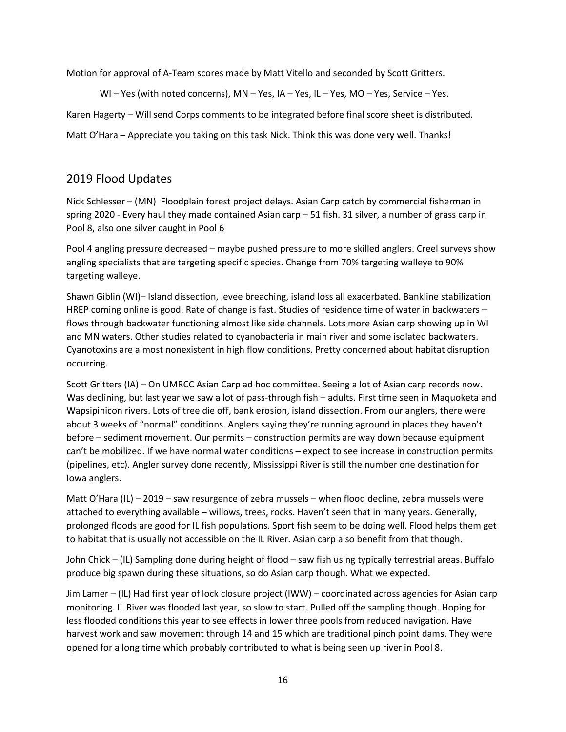Motion for approval of A-Team scores made by Matt Vitello and seconded by Scott Gritters.

WI – Yes (with noted concerns), MN – Yes, IA – Yes, IL – Yes, MO – Yes, Service – Yes.

Karen Hagerty – Will send Corps comments to be integrated before final score sheet is distributed.

Matt O'Hara – Appreciate you taking on this task Nick. Think this was done very well. Thanks!

## 2019 Flood Updates

Nick Schlesser – (MN) Floodplain forest project delays. Asian Carp catch by commercial fisherman in spring 2020 - Every haul they made contained Asian carp – 51 fish. 31 silver, a number of grass carp in Pool 8, also one silver caught in Pool 6

Pool 4 angling pressure decreased – maybe pushed pressure to more skilled anglers. Creel surveys show angling specialists that are targeting specific species. Change from 70% targeting walleye to 90% targeting walleye.

Shawn Giblin (WI)– Island dissection, levee breaching, island loss all exacerbated. Bankline stabilization HREP coming online is good. Rate of change is fast. Studies of residence time of water in backwaters – flows through backwater functioning almost like side channels. Lots more Asian carp showing up in WI and MN waters. Other studies related to cyanobacteria in main river and some isolated backwaters. Cyanotoxins are almost nonexistent in high flow conditions. Pretty concerned about habitat disruption occurring.

Scott Gritters (IA) – On UMRCC Asian Carp ad hoc committee. Seeing a lot of Asian carp records now. Was declining, but last year we saw a lot of pass-through fish – adults. First time seen in Maquoketa and Wapsipinicon rivers. Lots of tree die off, bank erosion, island dissection. From our anglers, there were about 3 weeks of "normal" conditions. Anglers saying they're running aground in places they haven't before – sediment movement. Our permits – construction permits are way down because equipment can't be mobilized. If we have normal water conditions – expect to see increase in construction permits (pipelines, etc). Angler survey done recently, Mississippi River is still the number one destination for Iowa anglers.

Matt O'Hara (IL) – 2019 – saw resurgence of zebra mussels – when flood decline, zebra mussels were attached to everything available – willows, trees, rocks. Haven't seen that in many years. Generally, prolonged floods are good for IL fish populations. Sport fish seem to be doing well. Flood helps them get to habitat that is usually not accessible on the IL River. Asian carp also benefit from that though.

John Chick – (IL) Sampling done during height of flood – saw fish using typically terrestrial areas. Buffalo produce big spawn during these situations, so do Asian carp though. What we expected.

Jim Lamer – (IL) Had first year of lock closure project (IWW) – coordinated across agencies for Asian carp monitoring. IL River was flooded last year, so slow to start. Pulled off the sampling though. Hoping for less flooded conditions this year to see effects in lower three pools from reduced navigation. Have harvest work and saw movement through 14 and 15 which are traditional pinch point dams. They were opened for a long time which probably contributed to what is being seen up river in Pool 8.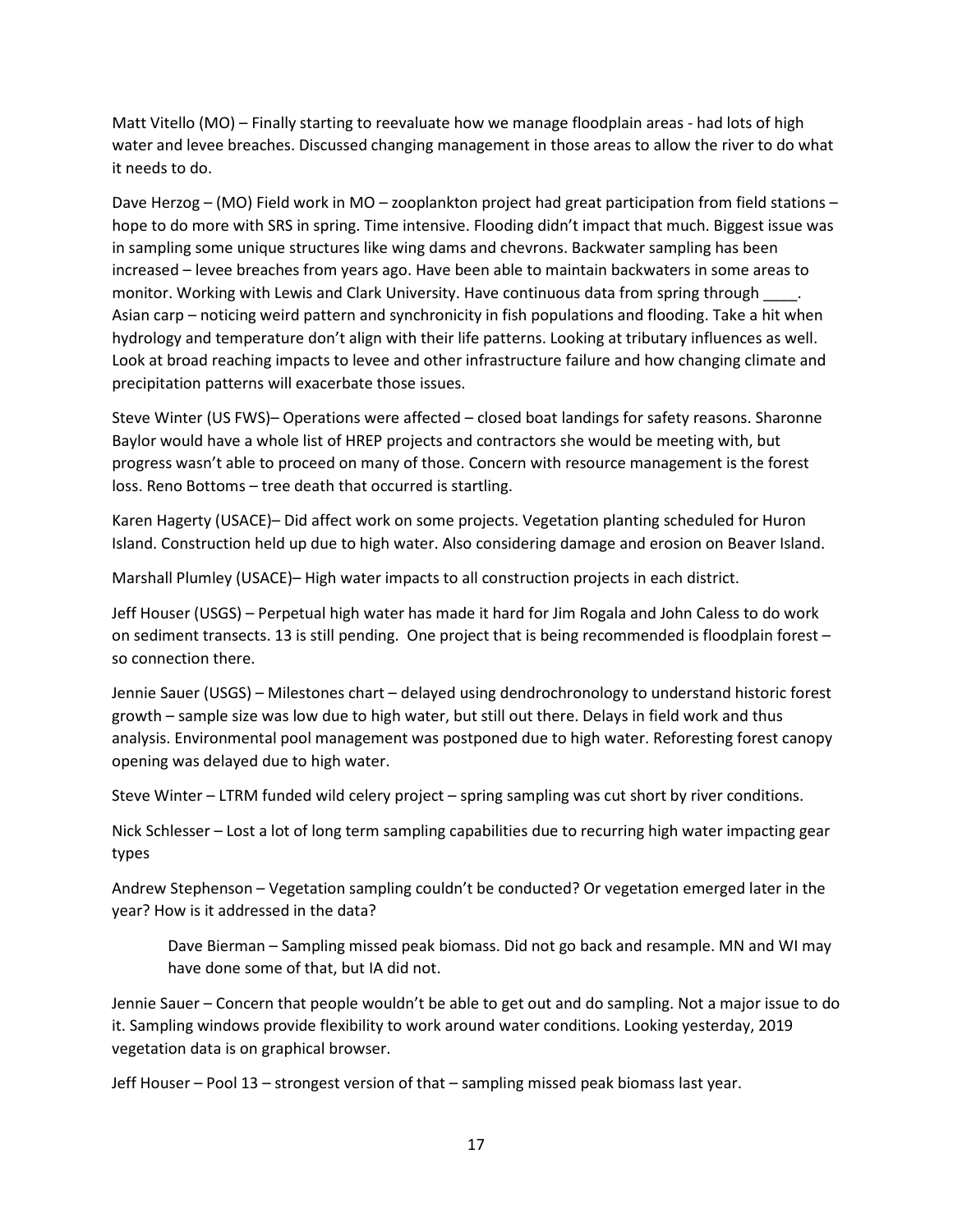Matt Vitello (MO) – Finally starting to reevaluate how we manage floodplain areas - had lots of high water and levee breaches. Discussed changing management in those areas to allow the river to do what it needs to do.

Dave Herzog – (MO) Field work in MO – zooplankton project had great participation from field stations – hope to do more with SRS in spring. Time intensive. Flooding didn't impact that much. Biggest issue was in sampling some unique structures like wing dams and chevrons. Backwater sampling has been increased – levee breaches from years ago. Have been able to maintain backwaters in some areas to monitor. Working with Lewis and Clark University. Have continuous data from spring through ____. Asian carp – noticing weird pattern and synchronicity in fish populations and flooding. Take a hit when hydrology and temperature don't align with their life patterns. Looking at tributary influences as well. Look at broad reaching impacts to levee and other infrastructure failure and how changing climate and precipitation patterns will exacerbate those issues.

Steve Winter (US FWS)– Operations were affected – closed boat landings for safety reasons. Sharonne Baylor would have a whole list of HREP projects and contractors she would be meeting with, but progress wasn't able to proceed on many of those. Concern with resource management is the forest loss. Reno Bottoms – tree death that occurred is startling.

Karen Hagerty (USACE)– Did affect work on some projects. Vegetation planting scheduled for Huron Island. Construction held up due to high water. Also considering damage and erosion on Beaver Island.

Marshall Plumley (USACE)– High water impacts to all construction projects in each district.

Jeff Houser (USGS) – Perpetual high water has made it hard for Jim Rogala and John Caless to do work on sediment transects. 13 is still pending. One project that is being recommended is floodplain forest – so connection there.

Jennie Sauer (USGS) – Milestones chart – delayed using dendrochronology to understand historic forest growth – sample size was low due to high water, but still out there. Delays in field work and thus analysis. Environmental pool management was postponed due to high water. Reforesting forest canopy opening was delayed due to high water.

Steve Winter – LTRM funded wild celery project – spring sampling was cut short by river conditions.

Nick Schlesser – Lost a lot of long term sampling capabilities due to recurring high water impacting gear types

Andrew Stephenson – Vegetation sampling couldn't be conducted? Or vegetation emerged later in the year? How is it addressed in the data?

> Dave Bierman – Sampling missed peak biomass. Did not go back and resample. MN and WI may have done some of that, but IA did not.

Jennie Sauer – Concern that people wouldn't be able to get out and do sampling. Not a major issue to do it. Sampling windows provide flexibility to work around water conditions. Looking yesterday, 2019 vegetation data is on graphical browser.

Jeff Houser – Pool 13 – strongest version of that – sampling missed peak biomass last year.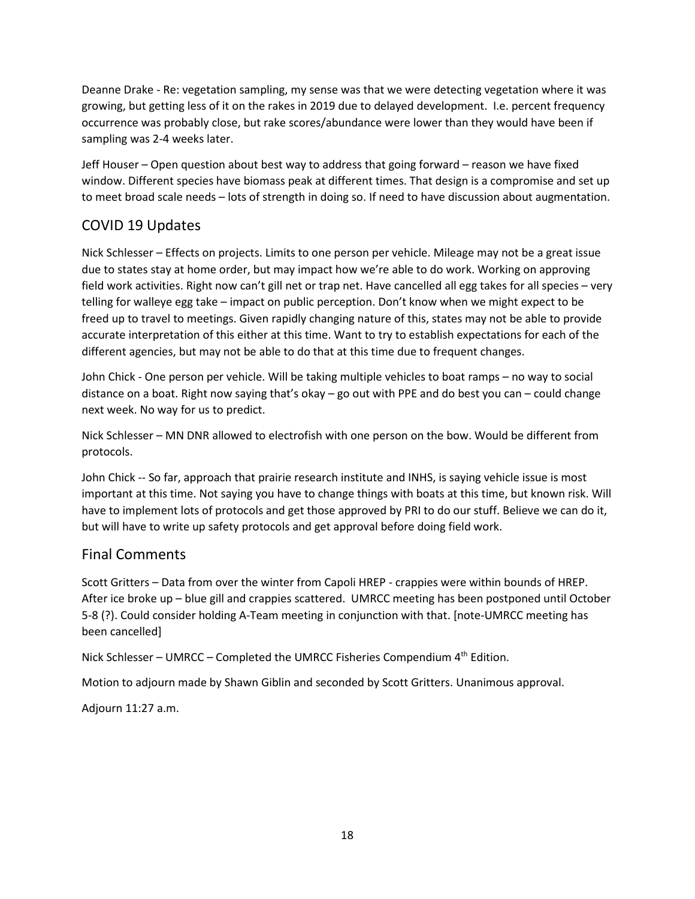Deanne Drake - Re: vegetation sampling, my sense was that we were detecting vegetation where it was growing, but getting less of it on the rakes in 2019 due to delayed development. I.e. percent frequency occurrence was probably close, but rake scores/abundance were lower than they would have been if sampling was 2-4 weeks later.

Jeff Houser – Open question about best way to address that going forward – reason we have fixed window. Different species have biomass peak at different times. That design is a compromise and set up to meet broad scale needs – lots of strength in doing so. If need to have discussion about augmentation.

## COVID 19 Updates

Nick Schlesser – Effects on projects. Limits to one person per vehicle. Mileage may not be a great issue due to states stay at home order, but may impact how we're able to do work. Working on approving field work activities. Right now can't gill net or trap net. Have cancelled all egg takes for all species – very telling for walleye egg take – impact on public perception. Don't know when we might expect to be freed up to travel to meetings. Given rapidly changing nature of this, states may not be able to provide accurate interpretation of this either at this time. Want to try to establish expectations for each of the different agencies, but may not be able to do that at this time due to frequent changes.

John Chick - One person per vehicle. Will be taking multiple vehicles to boat ramps – no way to social distance on a boat. Right now saying that's okay – go out with PPE and do best you can – could change next week. No way for us to predict.

Nick Schlesser – MN DNR allowed to electrofish with one person on the bow. Would be different from protocols.

John Chick -- So far, approach that prairie research institute and INHS, is saying vehicle issue is most important at this time. Not saying you have to change things with boats at this time, but known risk. Will have to implement lots of protocols and get those approved by PRI to do our stuff. Believe we can do it, but will have to write up safety protocols and get approval before doing field work.

## Final Comments

Scott Gritters – Data from over the winter from Capoli HREP - crappies were within bounds of HREP. After ice broke up – blue gill and crappies scattered. UMRCC meeting has been postponed until October 5-8 (?). Could consider holding A-Team meeting in conjunction with that. [note-UMRCC meeting has been cancelled]

Nick Schlesser – UMRCC – Completed the UMRCC Fisheries Compendium 4th Edition.

Motion to adjourn made by Shawn Giblin and seconded by Scott Gritters. Unanimous approval.

Adjourn 11:27 a.m.